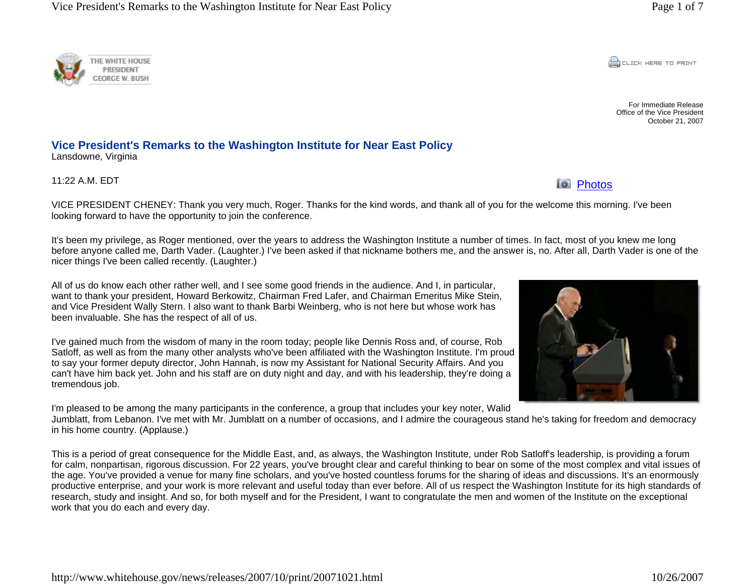THE WHITE HOUSE
PRESIDENT
GEORGE W. BUSH

For Immediate Release
Office of the Vice President
October 21, 2007

# Vice President's Remarks to the Washington Institute for Near East Policy

Lansdowne, Virginia

11:22 A.M. EDT

Photos

VICE PRESIDENT CHENEY: Thank you very much, Roger. Thanks for the kind words, and thank all of you for the welcome this morning. I've been looking forward to have the opportunity to join the conference.

It's been my privilege, as Roger mentioned, over the years to address the Washington Institute a number of times. In fact, most of you knew me long before anyone called me, Darth Vader. (Laughter.) I've been asked if that nickname bothers me, and the answer is, no. After all, Darth Vader is one of the nicer things I've been called recently. (Laughter.)

All of us do know each other rather well, and I see some good friends in the audience. And I, in particular, want to thank your president, Howard Berkowitz, Chairman Fred Lafer, and Chairman Emeritus Mike Stein, and Vice President Wally Stern. I also want to thank Barbi Weinberg, who is not here but whose work has been invaluable. She has the respect of all of us.

I've gained much from the wisdom of many in the room today; people like Dennis Ross and, of course, Rob Satloff, as well as from the many other analysts who've been affiliated with the Washington Institute. I'm proud to say your former deputy director, John Hannah, is now my Assistant for National Security Affairs. And you can't have him back yet. John and his staff are on duty night and day, and with his leadership, they're doing a tremendous job.

I'm pleased to be among the many participants in the conference, a group that includes your key noter, Walid Jumblatt, from Lebanon. I've met with Mr. Jumblatt on a number of occasions, and I admire the courageous stand he's taking for freedom and democracy in his home country. (Applause.)

This is a period of great consequence for the Middle East, and, as always, the Washington Institute, under Rob Satloff's leadership, is providing a forum for calm, nonpartisan, rigorous discussion. For 22 years, you've brought clear and careful thinking to bear on some of the most complex and vital issues of the age. You've provided a venue for many fine scholars, and you've hosted countless forums for the sharing of ideas and discussions. It's an enormously productive enterprise, and your work is more relevant and useful today than ever before. All of us respect the Washington Institute for its high standards of research, study and insight. And so, for both myself and for the President, I want to congratulate the men and women of the Institute on the exceptional work that you do each and every day.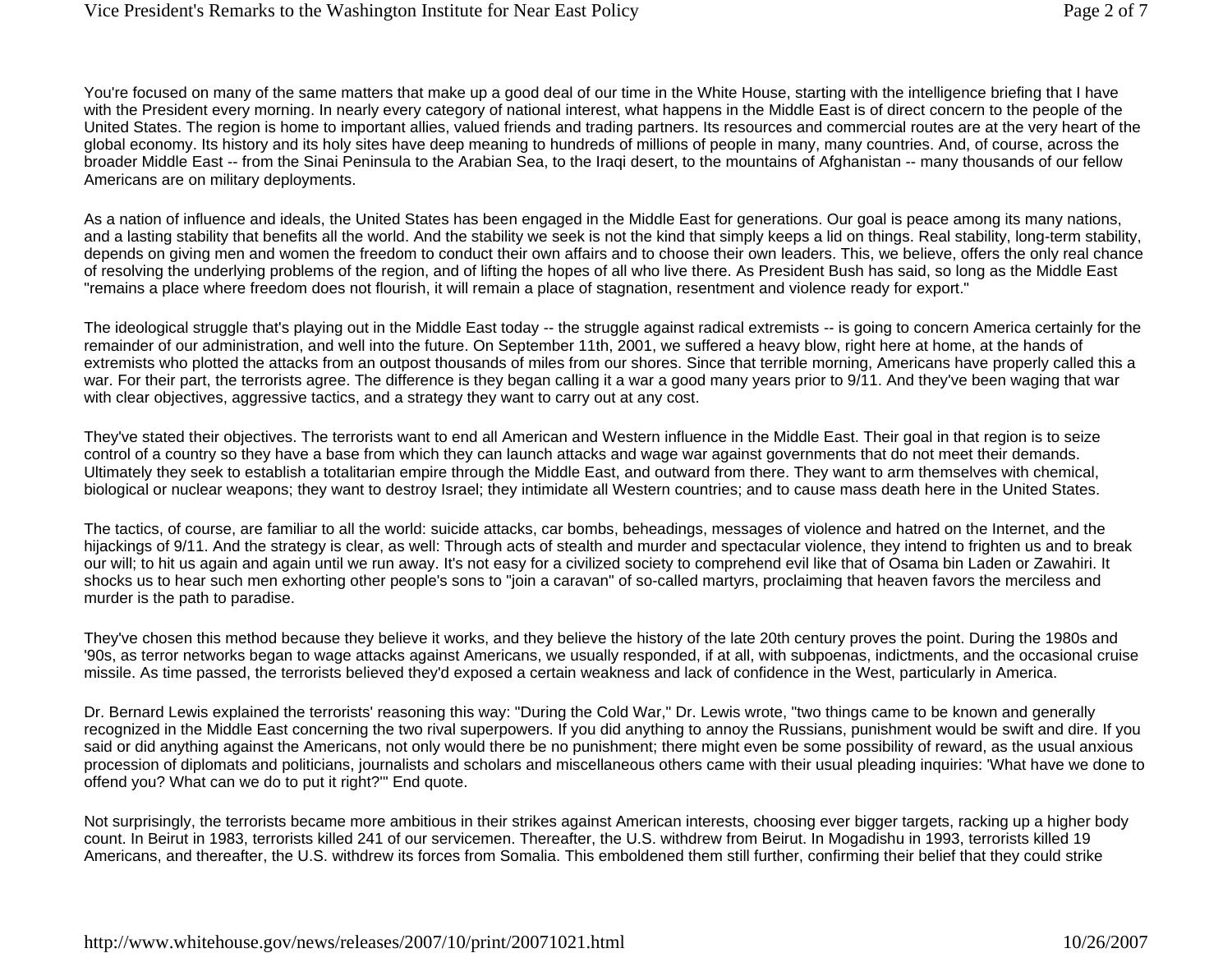You're focused on many of the same matters that make up a good deal of our time in the White House, starting with the intelligence briefing that I have with the President every morning. In nearly every category of national interest, what happens in the Middle East is of direct concern to the people of the United States. The region is home to important allies, valued friends and trading partners. Its resources and commercial routes are at the very heart of the global economy. Its history and its holy sites have deep meaning to hundreds of millions of people in many, many countries. And, of course, across the broader Middle East -- from the Sinai Peninsula to the Arabian Sea, to the Iraqi desert, to the mountains of Afghanistan -- many thousands of our fellow Americans are on military deployments.

As a nation of influence and ideals, the United States has been engaged in the Middle East for generations. Our goal is peace among its many nations, and a lasting stability that benefits all the world. And the stability we seek is not the kind that simply keeps a lid on things. Real stability, long-term stability, depends on giving men and women the freedom to conduct their own affairs and to choose their own leaders. This, we believe, offers the only real chance of resolving the underlying problems of the region, and of lifting the hopes of all who live there. As President Bush has said, so long as the Middle East "remains a place where freedom does not flourish, it will remain a place of stagnation, resentment and violence ready for export."

The ideological struggle that's playing out in the Middle East today -- the struggle against radical extremists -- is going to concern America certainly for the remainder of our administration, and well into the future. On September 11th, 2001, we suffered a heavy blow, right here at home, at the hands of extremists who plotted the attacks from an outpost thousands of miles from our shores. Since that terrible morning, Americans have properly called this a war. For their part, the terrorists agree. The difference is they began calling it a war a good many years prior to 9/11. And they've been waging that war with clear objectives, aggressive tactics, and a strategy they want to carry out at any cost.

They've stated their objectives. The terrorists want to end all American and Western influence in the Middle East. Their goal in that region is to seize control of a country so they have a base from which they can launch attacks and wage war against governments that do not meet their demands. Ultimately they seek to establish a totalitarian empire through the Middle East, and outward from there. They want to arm themselves with chemical, biological or nuclear weapons; they want to destroy Israel; they intimidate all Western countries; and to cause mass death here in the United States.

The tactics, of course, are familiar to all the world: suicide attacks, car bombs, beheadings, messages of violence and hatred on the Internet, and the hijackings of 9/11. And the strategy is clear, as well: Through acts of stealth and murder and spectacular violence, they intend to frighten us and to break our will; to hit us again and again until we run away. It's not easy for a civilized society to comprehend evil like that of Osama bin Laden or Zawahiri. It shocks us to hear such men exhorting other people's sons to "join a caravan" of so-called martyrs, proclaiming that heaven favors the merciless and murder is the path to paradise.

They've chosen this method because they believe it works, and they believe the history of the late 20th century proves the point. During the 1980s and '90s, as terror networks began to wage attacks against Americans, we usually responded, if at all, with subpoenas, indictments, and the occasional cruise missile. As time passed, the terrorists believed they'd exposed a certain weakness and lack of confidence in the West, particularly in America.

Dr. Bernard Lewis explained the terrorists' reasoning this way: "During the Cold War," Dr. Lewis wrote, "two things came to be known and generally recognized in the Middle East concerning the two rival superpowers. If you did anything to annoy the Russians, punishment would be swift and dire. If you said or did anything against the Americans, not only would there be no punishment; there might even be some possibility of reward, as the usual anxious procession of diplomats and politicians, journalists and scholars and miscellaneous others came with their usual pleading inquiries: 'What have we done to offend you? What can we do to put it right?'" End quote.

Not surprisingly, the terrorists became more ambitious in their strikes against American interests, choosing ever bigger targets, racking up a higher body count. In Beirut in 1983, terrorists killed 241 of our servicemen. Thereafter, the U.S. withdrew from Beirut. In Mogadishu in 1993, terrorists killed 19 Americans, and thereafter, the U.S. withdrew its forces from Somalia. This emboldened them still further, confirming their belief that they could strike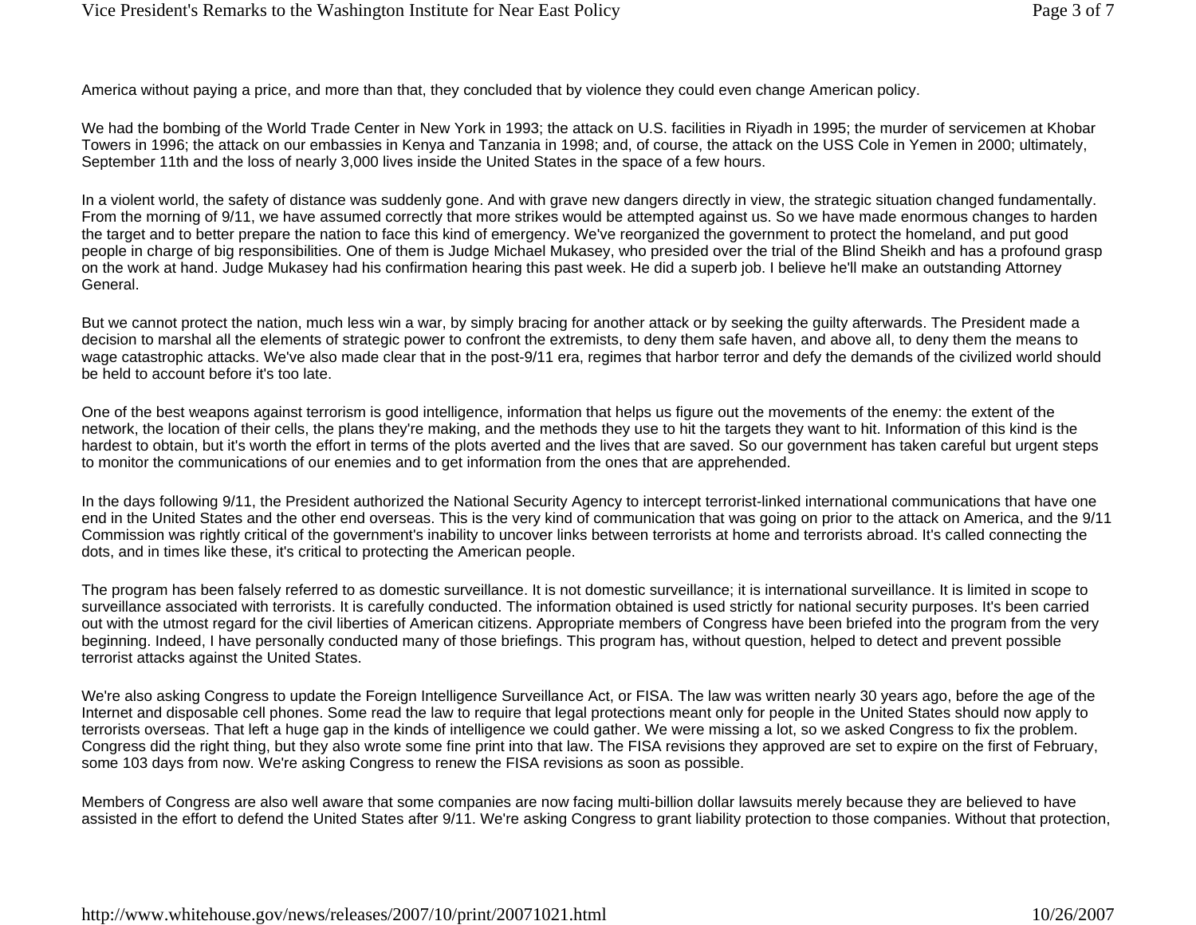America without paying a price, and more than that, they concluded that by violence they could even change American policy.

We had the bombing of the World Trade Center in New York in 1993; the attack on U.S. facilities in Riyadh in 1995; the murder of servicemen at Khobar Towers in 1996; the attack on our embassies in Kenya and Tanzania in 1998; and, of course, the attack on the USS Cole in Yemen in 2000; ultimately, September 11th and the loss of nearly 3,000 lives inside the United States in the space of a few hours.

In a violent world, the safety of distance was suddenly gone. And with grave new dangers directly in view, the strategic situation changed fundamentally. From the morning of 9/11, we have assumed correctly that more strikes would be attempted against us. So we have made enormous changes to harden the target and to better prepare the nation to face this kind of emergency. We've reorganized the government to protect the homeland, and put good people in charge of big responsibilities. One of them is Judge Michael Mukasey, who presided over the trial of the Blind Sheikh and has a profound grasp on the work at hand. Judge Mukasey had his confirmation hearing this past week. He did a superb job. I believe he'll make an outstanding Attorney General.

But we cannot protect the nation, much less win a war, by simply bracing for another attack or by seeking the guilty afterwards. The President made a decision to marshal all the elements of strategic power to confront the extremists, to deny them safe haven, and above all, to deny them the means to wage catastrophic attacks. We've also made clear that in the post-9/11 era, regimes that harbor terror and defy the demands of the civilized world should be held to account before it's too late.

One of the best weapons against terrorism is good intelligence, information that helps us figure out the movements of the enemy: the extent of the network, the location of their cells, the plans they're making, and the methods they use to hit the targets they want to hit. Information of this kind is the hardest to obtain, but it's worth the effort in terms of the plots averted and the lives that are saved. So our government has taken careful but urgent steps to monitor the communications of our enemies and to get information from the ones that are apprehended.

In the days following 9/11, the President authorized the National Security Agency to intercept terrorist-linked international communications that have one end in the United States and the other end overseas. This is the very kind of communication that was going on prior to the attack on America, and the 9/11 Commission was rightly critical of the government's inability to uncover links between terrorists at home and terrorists abroad. It's called connecting the dots, and in times like these, it's critical to protecting the American people.

The program has been falsely referred to as domestic surveillance. It is not domestic surveillance; it is international surveillance. It is limited in scope to surveillance associated with terrorists. It is carefully conducted. The information obtained is used strictly for national security purposes. It's been carried out with the utmost regard for the civil liberties of American citizens. Appropriate members of Congress have been briefed into the program from the very beginning. Indeed, I have personally conducted many of those briefings. This program has, without question, helped to detect and prevent possible terrorist attacks against the United States.

We're also asking Congress to update the Foreign Intelligence Surveillance Act, or FISA. The law was written nearly 30 years ago, before the age of the Internet and disposable cell phones. Some read the law to require that legal protections meant only for people in the United States should now apply to terrorists overseas. That left a huge gap in the kinds of intelligence we could gather. We were missing a lot, so we asked Congress to fix the problem. Congress did the right thing, but they also wrote some fine print into that law. The FISA revisions they approved are set to expire on the first of February, some 103 days from now. We're asking Congress to renew the FISA revisions as soon as possible.

Members of Congress are also well aware that some companies are now facing multi-billion dollar lawsuits merely because they are believed to have assisted in the effort to defend the United States after 9/11. We're asking Congress to grant liability protection to those companies. Without that protection,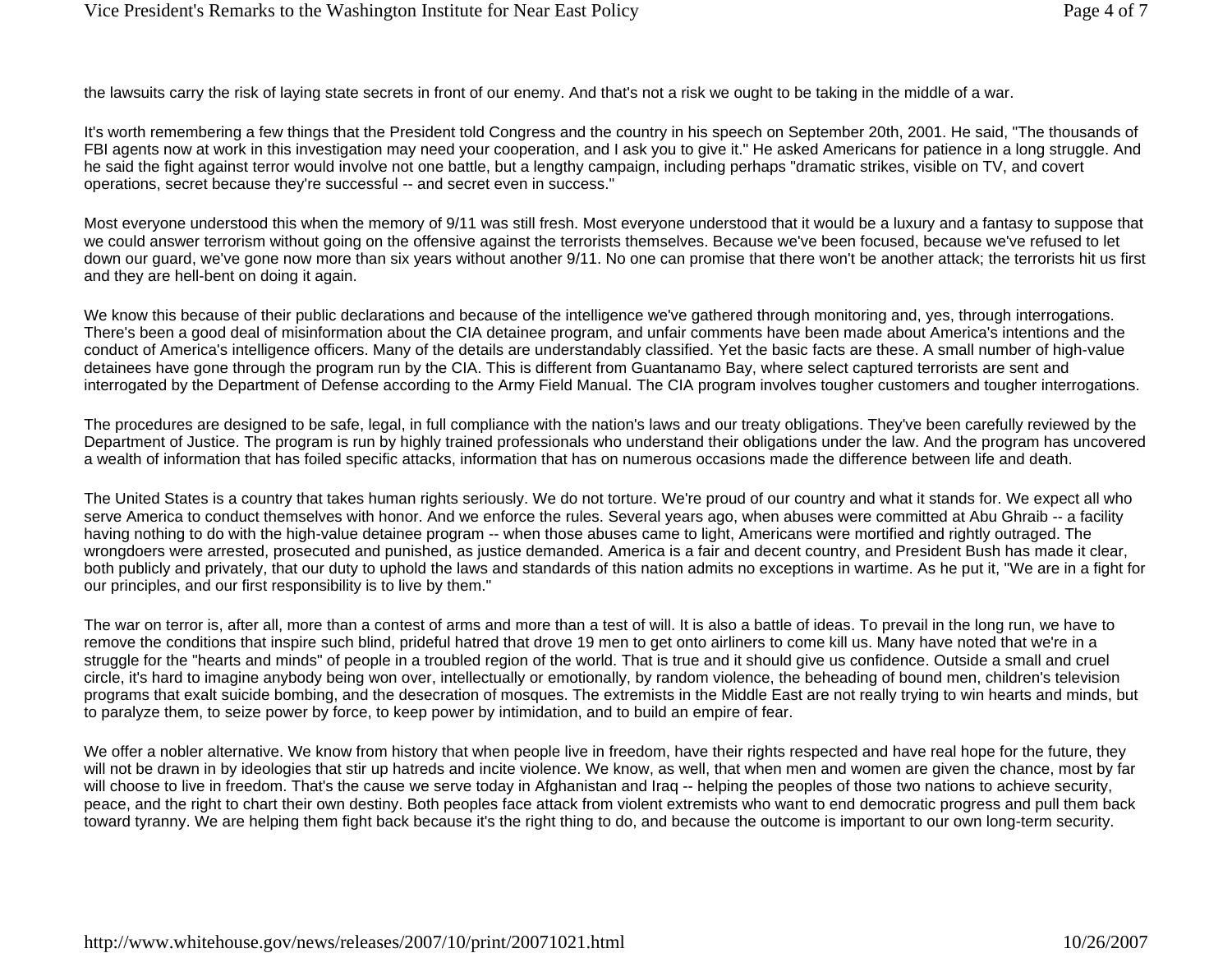the lawsuits carry the risk of laying state secrets in front of our enemy. And that's not a risk we ought to be taking in the middle of a war.

It's worth remembering a few things that the President told Congress and the country in his speech on September 20th, 2001. He said, "The thousands of FBI agents now at work in this investigation may need your cooperation, and I ask you to give it." He asked Americans for patience in a long struggle. And he said the fight against terror would involve not one battle, but a lengthy campaign, including perhaps "dramatic strikes, visible on TV, and covert operations, secret because they're successful -- and secret even in success."

Most everyone understood this when the memory of 9/11 was still fresh. Most everyone understood that it would be a luxury and a fantasy to suppose that we could answer terrorism without going on the offensive against the terrorists themselves. Because we've been focused, because we've refused to let down our guard, we've gone now more than six years without another 9/11. No one can promise that there won't be another attack; the terrorists hit us first and they are hell-bent on doing it again.

We know this because of their public declarations and because of the intelligence we've gathered through monitoring and, yes, through interrogations. There's been a good deal of misinformation about the CIA detainee program, and unfair comments have been made about America's intentions and the conduct of America's intelligence officers. Many of the details are understandably classified. Yet the basic facts are these. A small number of high-value detainees have gone through the program run by the CIA. This is different from Guantanamo Bay, where select captured terrorists are sent and interrogated by the Department of Defense according to the Army Field Manual. The CIA program involves tougher customers and tougher interrogations.

The procedures are designed to be safe, legal, in full compliance with the nation's laws and our treaty obligations. They've been carefully reviewed by the Department of Justice. The program is run by highly trained professionals who understand their obligations under the law. And the program has uncovered a wealth of information that has foiled specific attacks, information that has on numerous occasions made the difference between life and death.

The United States is a country that takes human rights seriously. We do not torture. We're proud of our country and what it stands for. We expect all who serve America to conduct themselves with honor. And we enforce the rules. Several years ago, when abuses were committed at Abu Ghraib -- a facility having nothing to do with the high-value detainee program -- when those abuses came to light, Americans were mortified and rightly outraged. The wrongdoers were arrested, prosecuted and punished, as justice demanded. America is a fair and decent country, and President Bush has made it clear, both publicly and privately, that our duty to uphold the laws and standards of this nation admits no exceptions in wartime. As he put it, "We are in a fight for our principles, and our first responsibility is to live by them."

The war on terror is, after all, more than a contest of arms and more than a test of will. It is also a battle of ideas. To prevail in the long run, we have to remove the conditions that inspire such blind, prideful hatred that drove 19 men to get onto airliners to come kill us. Many have noted that we're in a struggle for the "hearts and minds" of people in a troubled region of the world. That is true and it should give us confidence. Outside a small and cruel circle, it's hard to imagine anybody being won over, intellectually or emotionally, by random violence, the beheading of bound men, children's television programs that exalt suicide bombing, and the desecration of mosques. The extremists in the Middle East are not really trying to win hearts and minds, but to paralyze them, to seize power by force, to keep power by intimidation, and to build an empire of fear.

We offer a nobler alternative. We know from history that when people live in freedom, have their rights respected and have real hope for the future, they will not be drawn in by ideologies that stir up hatreds and incite violence. We know, as well, that when men and women are given the chance, most by far will choose to live in freedom. That's the cause we serve today in Afghanistan and Iraq -- helping the peoples of those two nations to achieve security, peace, and the right to chart their own destiny. Both peoples face attack from violent extremists who want to end democratic progress and pull them back toward tyranny. We are helping them fight back because it's the right thing to do, and because the outcome is important to our own long-term security.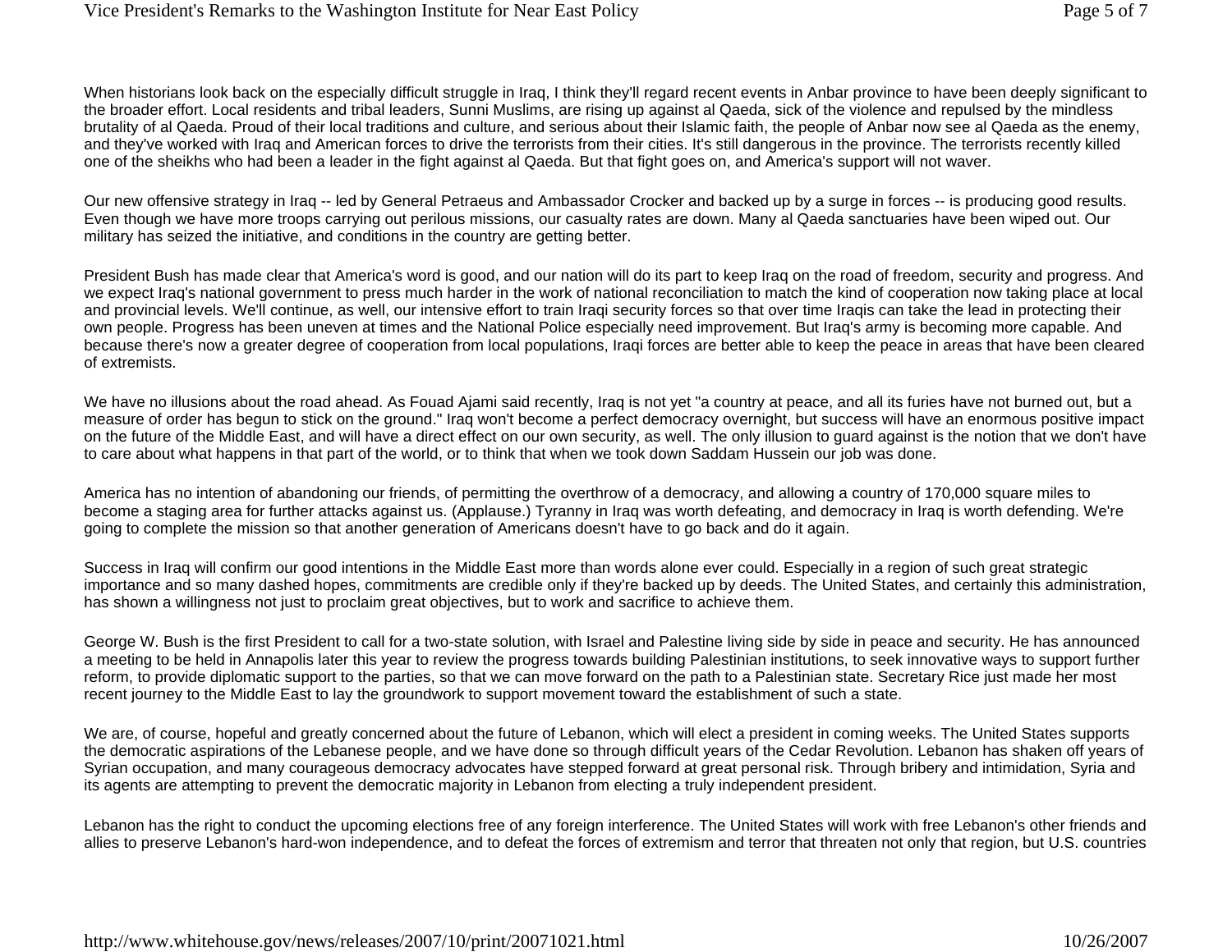When historians look back on the especially difficult struggle in Iraq, I think they'll regard recent events in Anbar province to have been deeply significant to the broader effort. Local residents and tribal leaders, Sunni Muslims, are rising up against al Qaeda, sick of the violence and repulsed by the mindless brutality of al Qaeda. Proud of their local traditions and culture, and serious about their Islamic faith, the people of Anbar now see al Qaeda as the enemy, and they've worked with Iraq and American forces to drive the terrorists from their cities. It's still dangerous in the province. The terrorists recently killed one of the sheikhs who had been a leader in the fight against al Qaeda. But that fight goes on, and America's support will not waver.

Our new offensive strategy in Iraq -- led by General Petraeus and Ambassador Crocker and backed up by a surge in forces -- is producing good results. Even though we have more troops carrying out perilous missions, our casualty rates are down. Many al Qaeda sanctuaries have been wiped out. Our military has seized the initiative, and conditions in the country are getting better.

President Bush has made clear that America's word is good, and our nation will do its part to keep Iraq on the road of freedom, security and progress. And we expect Iraq's national government to press much harder in the work of national reconciliation to match the kind of cooperation now taking place at local and provincial levels. We'll continue, as well, our intensive effort to train Iraqi security forces so that over time Iraqis can take the lead in protecting their own people. Progress has been uneven at times and the National Police especially need improvement. But Iraq's army is becoming more capable. And because there's now a greater degree of cooperation from local populations, Iraqi forces are better able to keep the peace in areas that have been cleared of extremists.

We have no illusions about the road ahead. As Fouad Ajami said recently, Iraq is not yet "a country at peace, and all its furies have not burned out, but a measure of order has begun to stick on the ground." Iraq won't become a perfect democracy overnight, but success will have an enormous positive impact on the future of the Middle East, and will have a direct effect on our own security, as well. The only illusion to guard against is the notion that we don't have to care about what happens in that part of the world, or to think that when we took down Saddam Hussein our job was done.

America has no intention of abandoning our friends, of permitting the overthrow of a democracy, and allowing a country of 170,000 square miles to become a staging area for further attacks against us. (Applause.) Tyranny in Iraq was worth defeating, and democracy in Iraq is worth defending. We're going to complete the mission so that another generation of Americans doesn't have to go back and do it again.

Success in Iraq will confirm our good intentions in the Middle East more than words alone ever could. Especially in a region of such great strategic importance and so many dashed hopes, commitments are credible only if they're backed up by deeds. The United States, and certainly this administration, has shown a willingness not just to proclaim great objectives, but to work and sacrifice to achieve them.

George W. Bush is the first President to call for a two-state solution, with Israel and Palestine living side by side in peace and security. He has announced a meeting to be held in Annapolis later this year to review the progress towards building Palestinian institutions, to seek innovative ways to support further reform, to provide diplomatic support to the parties, so that we can move forward on the path to a Palestinian state. Secretary Rice just made her most recent journey to the Middle East to lay the groundwork to support movement toward the establishment of such a state.

We are, of course, hopeful and greatly concerned about the future of Lebanon, which will elect a president in coming weeks. The United States supports the democratic aspirations of the Lebanese people, and we have done so through difficult years of the Cedar Revolution. Lebanon has shaken off years of Syrian occupation, and many courageous democracy advocates have stepped forward at great personal risk. Through bribery and intimidation, Syria and its agents are attempting to prevent the democratic majority in Lebanon from electing a truly independent president.

Lebanon has the right to conduct the upcoming elections free of any foreign interference. The United States will work with free Lebanon's other friends and allies to preserve Lebanon's hard-won independence, and to defeat the forces of extremism and terror that threaten not only that region, but U.S. countries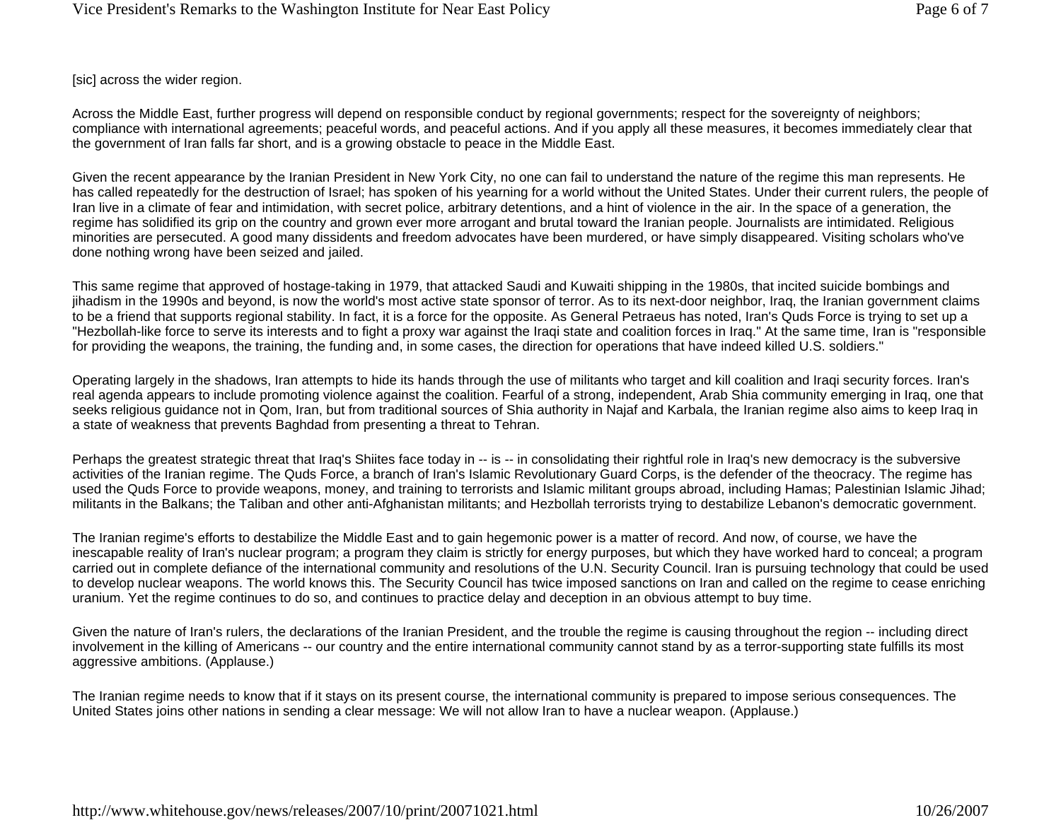[sic] across the wider region.

Across the Middle East, further progress will depend on responsible conduct by regional governments; respect for the sovereignty of neighbors; compliance with international agreements; peaceful words, and peaceful actions. And if you apply all these measures, it becomes immediately clear that the government of Iran falls far short, and is a growing obstacle to peace in the Middle East.

Given the recent appearance by the Iranian President in New York City, no one can fail to understand the nature of the regime this man represents. He has called repeatedly for the destruction of Israel; has spoken of his yearning for a world without the United States. Under their current rulers, the people of Iran live in a climate of fear and intimidation, with secret police, arbitrary detentions, and a hint of violence in the air. In the space of a generation, the regime has solidified its grip on the country and grown ever more arrogant and brutal toward the Iranian people. Journalists are intimidated. Religious minorities are persecuted. A good many dissidents and freedom advocates have been murdered, or have simply disappeared. Visiting scholars who've done nothing wrong have been seized and jailed.

This same regime that approved of hostage-taking in 1979, that attacked Saudi and Kuwaiti shipping in the 1980s, that incited suicide bombings and jihadism in the 1990s and beyond, is now the world's most active state sponsor of terror. As to its next-door neighbor, Iraq, the Iranian government claims to be a friend that supports regional stability. In fact, it is a force for the opposite. As General Petraeus has noted, Iran's Quds Force is trying to set up a "Hezbollah-like force to serve its interests and to fight a proxy war against the Iraqi state and coalition forces in Iraq." At the same time, Iran is "responsible for providing the weapons, the training, the funding and, in some cases, the direction for operations that have indeed killed U.S. soldiers."

Operating largely in the shadows, Iran attempts to hide its hands through the use of militants who target and kill coalition and Iraqi security forces. Iran's real agenda appears to include promoting violence against the coalition. Fearful of a strong, independent, Arab Shia community emerging in Iraq, one that seeks religious guidance not in Qom, Iran, but from traditional sources of Shia authority in Najaf and Karbala, the Iranian regime also aims to keep Iraq in a state of weakness that prevents Baghdad from presenting a threat to Tehran.

Perhaps the greatest strategic threat that Iraq's Shiites face today in -- is -- in consolidating their rightful role in Iraq's new democracy is the subversive activities of the Iranian regime. The Quds Force, a branch of Iran's Islamic Revolutionary Guard Corps, is the defender of the theocracy. The regime has used the Quds Force to provide weapons, money, and training to terrorists and Islamic militant groups abroad, including Hamas; Palestinian Islamic Jihad; militants in the Balkans; the Taliban and other anti-Afghanistan militants; and Hezbollah terrorists trying to destabilize Lebanon's democratic government.

The Iranian regime's efforts to destabilize the Middle East and to gain hegemonic power is a matter of record. And now, of course, we have the inescapable reality of Iran's nuclear program; a program they claim is strictly for energy purposes, but which they have worked hard to conceal; a program carried out in complete defiance of the international community and resolutions of the U.N. Security Council. Iran is pursuing technology that could be used to develop nuclear weapons. The world knows this. The Security Council has twice imposed sanctions on Iran and called on the regime to cease enriching uranium. Yet the regime continues to do so, and continues to practice delay and deception in an obvious attempt to buy time.

Given the nature of Iran's rulers, the declarations of the Iranian President, and the trouble the regime is causing throughout the region -- including direct involvement in the killing of Americans -- our country and the entire international community cannot stand by as a terror-supporting state fulfills its most aggressive ambitions. (Applause.)

The Iranian regime needs to know that if it stays on its present course, the international community is prepared to impose serious consequences. The United States joins other nations in sending a clear message: We will not allow Iran to have a nuclear weapon. (Applause.)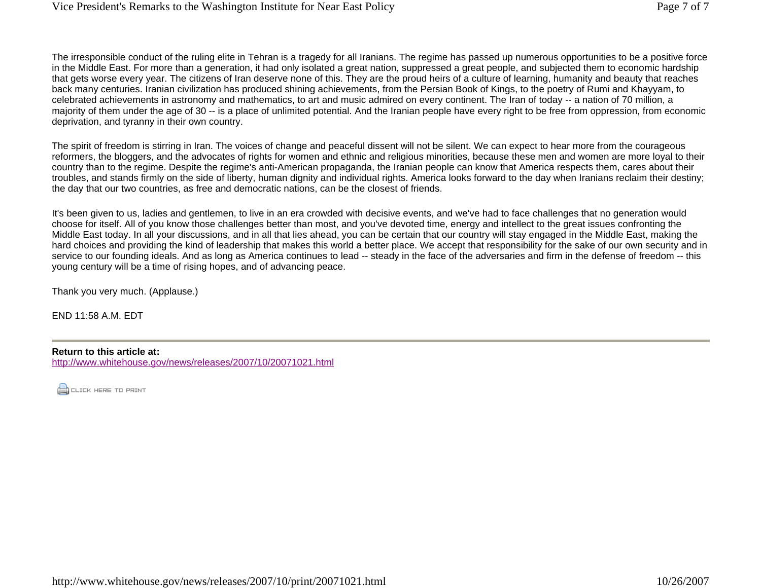The irresponsible conduct of the ruling elite in Tehran is a tragedy for all Iranians. The regime has passed up numerous opportunities to be a positive force in the Middle East. For more than a generation, it had only isolated a great nation, suppressed a great people, and subjected them to economic hardship that gets worse every year. The citizens of Iran deserve none of this. They are the proud heirs of a culture of learning, humanity and beauty that reaches back many centuries. Iranian civilization has produced shining achievements, from the Persian Book of Kings, to the poetry of Rumi and Khayyam, to celebrated achievements in astronomy and mathematics, to art and music admired on every continent. The Iran of today -- a nation of 70 million, a majority of them under the age of 30 -- is a place of unlimited potential. And the Iranian people have every right to be free from oppression, from economic deprivation, and tyranny in their own country.

The spirit of freedom is stirring in Iran. The voices of change and peaceful dissent will not be silent. We can expect to hear more from the courageous reformers, the bloggers, and the advocates of rights for women and ethnic and religious minorities, because these men and women are more loyal to their country than to the regime. Despite the regime's anti-American propaganda, the Iranian people can know that America respects them, cares about their troubles, and stands firmly on the side of liberty, human dignity and individual rights. America looks forward to the day when Iranians reclaim their destiny; the day that our two countries, as free and democratic nations, can be the closest of friends.

It's been given to us, ladies and gentlemen, to live in an era crowded with decisive events, and we've had to face challenges that no generation would choose for itself. All of you know those challenges better than most, and you've devoted time, energy and intellect to the great issues confronting the Middle East today. In all your discussions, and in all that lies ahead, you can be certain that our country will stay engaged in the Middle East, making the hard choices and providing the kind of leadership that makes this world a better place. We accept that responsibility for the sake of our own security and in service to our founding ideals. And as long as America continues to lead -- steady in the face of the adversaries and firm in the defense of freedom -- this young century will be a time of rising hopes, and of advancing peace.

Thank you very much. (Applause.)

END 11:58 A.M. EDT

---

**Return to this article at:**
http://www.whitehouse.gov/news/releases/2007/10/20071021.html

CLICK HERE TO PRINT